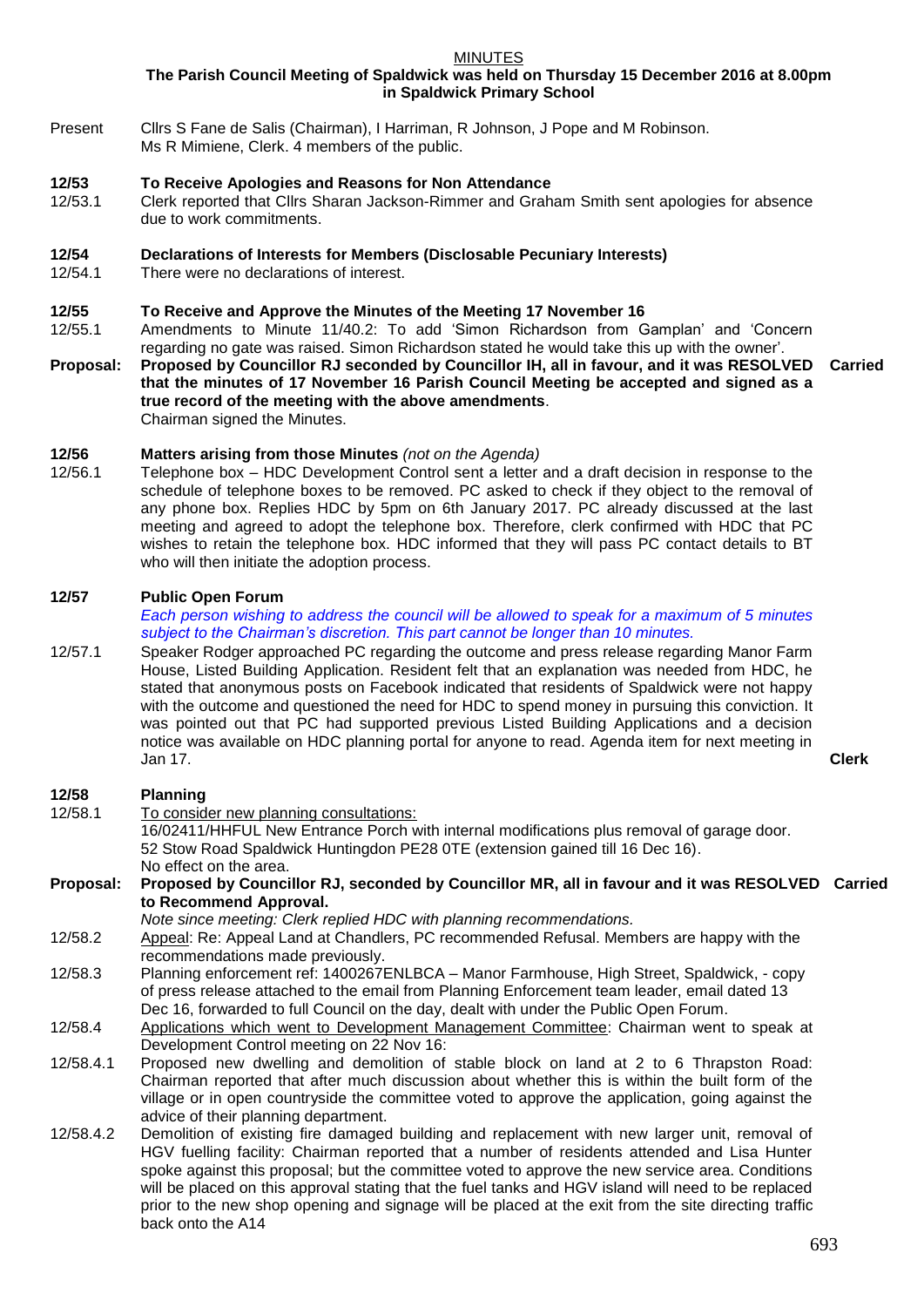MINUTES

**The Parish Council Meeting of Spaldwick was held on Thursday 15 December 2016 at 8.00pm in Spaldwick Primary School**

Present Cllrs S Fane de Salis (Chairman), I Harriman, R Johnson, J Pope and M Robinson. Ms R Mimiene, Clerk. 4 members of the public.

**12/53 To Receive Apologies and Reasons for Non Attendance**

12/53.1 Clerk reported that Cllrs Sharan Jackson-Rimmer and Graham Smith sent apologies for absence due to work commitments.

**12/54 Declarations of Interests for Members (Disclosable Pecuniary Interests)**

12/54.1 There were no declarations of interest.

**12/55 To Receive and Approve the Minutes of the Meeting 17 November 16**

12/55.1 Amendments to Minute 11/40.2: To add 'Simon Richardson from Gamplan' and 'Concern regarding no gate was raised. Simon Richardson stated he would take this up with the owner'.

**Proposal: Proposed by Councillor RJ seconded by Councillor IH, all in favour, and it was RESOLVED that the minutes of 17 November 16 Parish Council Meeting be accepted and signed as a true record of the meeting with the above amendments**. **Carried**

Chairman signed the Minutes.

**12/56 Matters arising from those Minutes** *(not on the Agenda)*

12/56.1 Telephone box – HDC Development Control sent a letter and a draft decision in response to the schedule of telephone boxes to be removed. PC asked to check if they object to the removal of any phone box. Replies HDC by 5pm on 6th January 2017. PC already discussed at the last meeting and agreed to adopt the telephone box. Therefore, clerk confirmed with HDC that PC wishes to retain the telephone box. HDC informed that they will pass PC contact details to BT who will then initiate the adoption process.

**12/57 Public Open Forum**

*Each person wishing to address the council will be allowed to speak for a maximum of 5 minutes subject to the Chairman's discretion. This part cannot be longer than 10 minutes.*

12/57.1 Speaker Rodger approached PC regarding the outcome and press release regarding Manor Farm House, Listed Building Application. Resident felt that an explanation was needed from HDC, he stated that anonymous posts on Facebook indicated that residents of Spaldwick were not happy with the outcome and questioned the need for HDC to spend money in pursuing this conviction. It was pointed out that PC had supported previous Listed Building Applications and a decision notice was available on HDC planning portal for anyone to read. Agenda item for next meeting in Jan 17. **Clerk**

**12/58 Planning**

12/58.1 To consider new planning consultations:

16/02411/HHFUL New Entrance Porch with internal modifications plus removal of garage door. 52 Stow Road Spaldwick Huntingdon PE28 0TE (extension gained till 16 Dec 16).

No effect on the area.

**Proposal: Proposed by Councillor RJ, seconded by Councillor MR, all in favour and it was RESOLVED to Recommend Approval.** **Carried**

*Note since meeting: Clerk replied HDC with planning recommendations.*

12/58.2 Appeal: Re: Appeal Land at Chandlers, PC recommended Refusal. Members are happy with the recommendations made previously.

12/58.3 Planning enforcement ref: 1400267ENLBCA – Manor Farmhouse, High Street, Spaldwick, - copy of press release attached to the email from Planning Enforcement team leader, email dated 13 Dec 16, forwarded to full Council on the day, dealt with under the Public Open Forum.

12/58.4 Applications which went to Development Management Committee: Chairman went to speak at Development Control meeting on 22 Nov 16:

12/58.4.1 Proposed new dwelling and demolition of stable block on land at 2 to 6 Thrapston Road: Chairman reported that after much discussion about whether this is within the built form of the village or in open countryside the committee voted to approve the application, going against the advice of their planning department.

12/58.4.2 Demolition of existing fire damaged building and replacement with new larger unit, removal of HGV fuelling facility: Chairman reported that a number of residents attended and Lisa Hunter spoke against this proposal; but the committee voted to approve the new service area. Conditions will be placed on this approval stating that the fuel tanks and HGV island will need to be replaced prior to the new shop opening and signage will be placed at the exit from the site directing traffic back onto the A14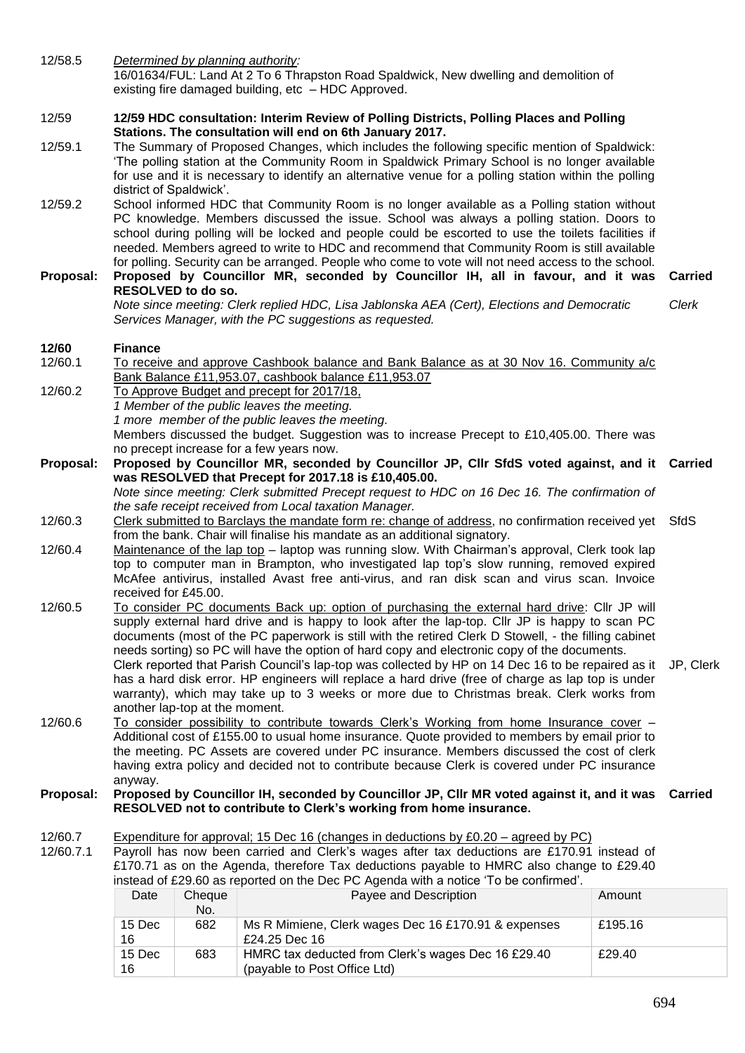12/58.5 *Determined by planning authority:*
16/01634/FUL: Land At 2 To 6 Thrapston Road Spaldwick, New dwelling and demolition of existing fire damaged building, etc – HDC Approved.

12/59 **12/59 HDC consultation: Interim Review of Polling Districts, Polling Places and Polling Stations. The consultation will end on 6th January 2017.**

12/59.1 The Summary of Proposed Changes, which includes the following specific mention of Spaldwick: 'The polling station at the Community Room in Spaldwick Primary School is no longer available for use and it is necessary to identify an alternative venue for a polling station within the polling district of Spaldwick'.

12/59.2 School informed HDC that Community Room is no longer available as a Polling station without PC knowledge. Members discussed the issue. School was always a polling station. Doors to school during polling will be locked and people could be escorted to use the toilets facilities if needed. Members agreed to write to HDC and recommend that Community Room is still available for polling. Security can be arranged. People who come to vote will not need access to the school.

**Proposal: Proposed by Councillor MR, seconded by Councillor IH, all in favour, and it was RESOLVED to do so.** **Carried**

*Note since meeting: Clerk replied HDC, Lisa Jablonska AEA (Cert), Elections and Democratic Services Manager, with the PC suggestions as requested.* *Clerk*

**12/60 Finance**

12/60.1 To receive and approve Cashbook balance and Bank Balance as at 30 Nov 16. Community a/c Bank Balance £11,953.07, cashbook balance £11,953.07

12/60.2 To Approve Budget and precept for 2017/18,
*1 Member of the public leaves the meeting.*
*1 more member of the public leaves the meeting.*
Members discussed the budget. Suggestion was to increase Precept to £10,405.00. There was no precept increase for a few years now.

**Proposal: Proposed by Councillor MR, seconded by Councillor JP, Cllr SfdS voted against, and it was RESOLVED that Precept for 2017.18 is £10,405.00.** **Carried**

*Note since meeting: Clerk submitted Precept request to HDC on 16 Dec 16. The confirmation of the safe receipt received from Local taxation Manager.*

12/60.3 Clerk submitted to Barclays the mandate form re: change of address, no confirmation received yet from the bank. Chair will finalise his mandate as an additional signatory. SfdS

12/60.4 Maintenance of the lap top – laptop was running slow. With Chairman's approval, Clerk took lap top to computer man in Brampton, who investigated lap top's slow running, removed expired McAfee antivirus, installed Avast free anti-virus, and ran disk scan and virus scan. Invoice received for £45.00.

12/60.5 To consider PC documents Back up: option of purchasing the external hard drive: Cllr JP will supply external hard drive and is happy to look after the lap-top. Cllr JP is happy to scan PC documents (most of the PC paperwork is still with the retired Clerk D Stowell, - the filling cabinet needs sorting) so PC will have the option of hard copy and electronic copy of the documents.
Clerk reported that Parish Council's lap-top was collected by HP on 14 Dec 16 to be repaired as it has a hard disk error. HP engineers will replace a hard drive (free of charge as lap top is under warranty), which may take up to 3 weeks or more due to Christmas break. Clerk works from another lap-top at the moment. JP, Clerk

12/60.6 To consider possibility to contribute towards Clerk's Working from home Insurance cover – Additional cost of £155.00 to usual home insurance. Quote provided to members by email prior to the meeting. PC Assets are covered under PC insurance. Members discussed the cost of clerk having extra policy and decided not to contribute because Clerk is covered under PC insurance anyway.

**Proposal: Proposed by Councillor IH, seconded by Councillor JP, Cllr MR voted against it, and it was RESOLVED not to contribute to Clerk's working from home insurance.** **Carried**

12/60.7 Expenditure for approval; 15 Dec 16 (changes in deductions by £0.20 – agreed by PC)

12/60.7.1 Payroll has now been carried and Clerk's wages after tax deductions are £170.91 instead of £170.71 as on the Agenda, therefore Tax deductions payable to HMRC also change to £29.40 instead of £29.60 as reported on the Dec PC Agenda with a notice 'To be confirmed'.

| Date | Cheque No. | Payee and Description | Amount |
|---|---|---|---|
| 15 Dec 16 | 682 | Ms R Mimiene, Clerk wages Dec 16 £170.91 & expenses £24.25 Dec 16 | £195.16 |
| 15 Dec 16 | 683 | HMRC tax deducted from Clerk's wages Dec 16 £29.40 (payable to Post Office Ltd) | £29.40 |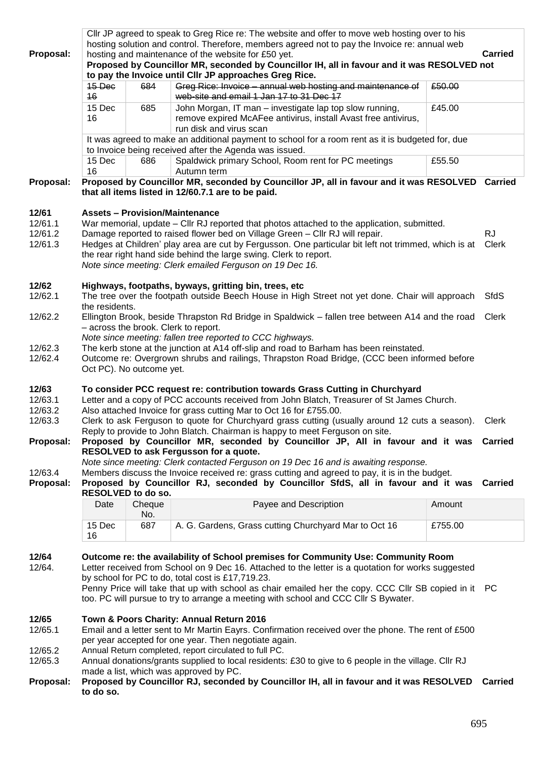**Proposal:** Cllr JP agreed to speak to Greg Rice re: The website and offer to move web hosting over to his hosting solution and control. Therefore, members agreed not to pay the Invoice re: annual web hosting and maintenance of the website for £50 yet. **Carried**

**Proposed by Councillor MR, seconded by Councillor IH, all in favour and it was RESOLVED not to pay the Invoice until Cllr JP approaches Greg Rice.**

| | | | |
|---|---|---|---|
| ~~15 Dec 16~~ | ~~684~~ | ~~Greg Rice: Invoice – annual web hosting and maintenance of web-site and email 1 Jan 17 to 31 Dec 17~~ | ~~£50.00~~ |
| 15 Dec 16 | 685 | John Morgan, IT man – investigate lap top slow running, remove expired McAFee antivirus, install Avast free antivirus, run disk and virus scan | £45.00 |

It was agreed to make an additional payment to school for a room rent as it is budgeted for, due to Invoice being received after the Agenda was issued.

| | | | |
|---|---|---|---|
| 15 Dec 16 | 686 | Spaldwick primary School, Room rent for PC meetings Autumn term | £55.50 |

**Proposal:** **Proposed by Councillor MR, seconded by Councillor JP, all in favour and it was RESOLVED that all items listed in 12/60.7.1 are to be paid.** **Carried**

**12/61 Assets – Provision/Maintenance**

12/61.1 War memorial, update – Cllr RJ reported that photos attached to the application, submitted.

12/61.2 Damage reported to raised flower bed on Village Green – Cllr RJ will repair. RJ

12/61.3 Hedges at Children' play area are cut by Fergusson. One particular bit left not trimmed, which is at the rear right hand side behind the large swing. Clerk to report. Clerk

*Note since meeting: Clerk emailed Ferguson on 19 Dec 16.*

**12/62 Highways, footpaths, byways, gritting bin, trees, etc**

12/62.1 The tree over the footpath outside Beech House in High Street not yet done. Chair will approach the residents. SfdS

12/62.2 Ellington Brook, beside Thrapston Rd Bridge in Spaldwick – fallen tree between A14 and the road – across the brook. Clerk to report. Clerk

*Note since meeting: fallen tree reported to CCC highways.*

12/62.3 The kerb stone at the junction at A14 off-slip and road to Barham has been reinstated.

12/62.4 Outcome re: Overgrown shrubs and railings, Thrapston Road Bridge, (CCC been informed before Oct PC). No outcome yet.

**12/63 To consider PCC request re: contribution towards Grass Cutting in Churchyard**

12/63.1 Letter and a copy of PCC accounts received from John Blatch, Treasurer of St James Church.

12/63.2 Also attached Invoice for grass cutting Mar to Oct 16 for £755.00.

12/63.3 Clerk to ask Ferguson to quote for Churchyard grass cutting (usually around 12 cuts a season). Reply to provide to John Blatch. Chairman is happy to meet Ferguson on site. Clerk

**Proposal:** **Proposed by Councillor MR, seconded by Councillor JP, All in favour and it was RESOLVED to ask Fergusson for a quote.** **Carried**

*Note since meeting: Clerk contacted Ferguson on 19 Dec 16 and is awaiting response.*

12/63.4 Members discuss the Invoice received re: grass cutting and agreed to pay, it is in the budget.

**Proposal:** **Proposed by Councillor RJ, seconded by Councillor SfdS, all in favour and it was RESOLVED to do so.** **Carried**

| Date | Cheque No. | Payee and Description | Amount |
|---|---|---|---|
| 15 Dec 16 | 687 | A. G. Gardens, Grass cutting Churchyard Mar to Oct 16 | £755.00 |

**12/64 Outcome re: the availability of School premises for Community Use: Community Room**

12/64. Letter received from School on 9 Dec 16. Attached to the letter is a quotation for works suggested by school for PC to do, total cost is £17,719.23.

Penny Price will take that up with school as chair emailed her the copy. CCC Cllr SB copied in it too. PC will pursue to try to arrange a meeting with school and CCC Cllr S Bywater. PC

**12/65 Town & Poors Charity: Annual Return 2016**

12/65.1 Email and a letter sent to Mr Martin Eayrs. Confirmation received over the phone. The rent of £500 per year accepted for one year. Then negotiate again.

12/65.2 Annual Return completed, report circulated to full PC.

12/65.3 Annual donations/grants supplied to local residents: £30 to give to 6 people in the village. Cllr RJ made a list, which was approved by PC.

**Proposal:** **Proposed by Councillor RJ, seconded by Councillor IH, all in favour and it was RESOLVED to do so.** **Carried**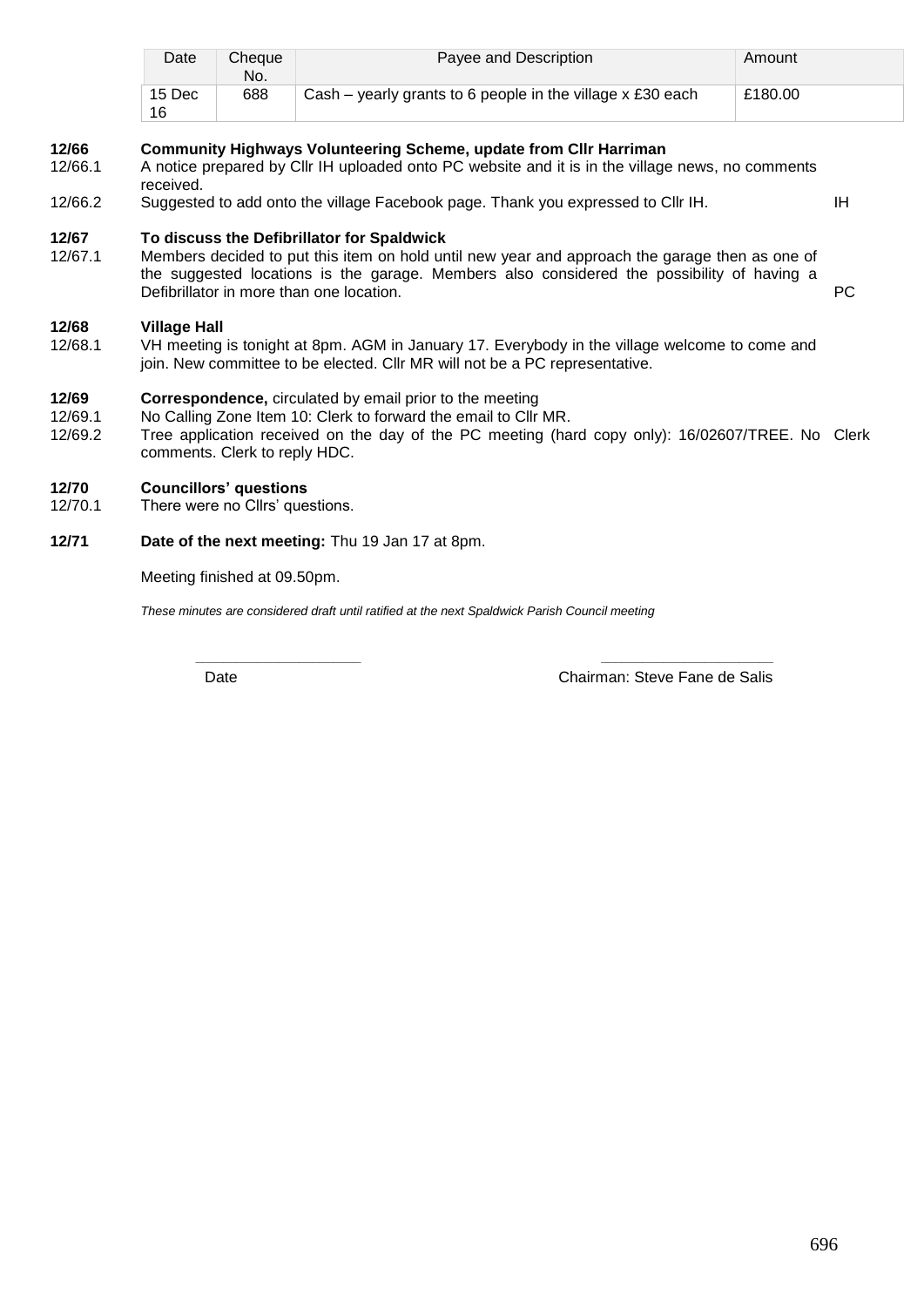| Date | Cheque No. | Payee and Description | Amount |
|---|---|---|---|
| 15 Dec 16 | 688 | Cash – yearly grants to 6 people in the village x £30 each | £180.00 |

**12/66 Community Highways Volunteering Scheme, update from Cllr Harriman**

12/66.1 A notice prepared by Cllr IH uploaded onto PC website and it is in the village news, no comments received.

12/66.2 Suggested to add onto the village Facebook page. Thank you expressed to Cllr IH. — IH

**12/67 To discuss the Defibrillator for Spaldwick**

12/67.1 Members decided to put this item on hold until new year and approach the garage then as one of the suggested locations is the garage. Members also considered the possibility of having a Defibrillator in more than one location. — PC

**12/68 Village Hall**

12/68.1 VH meeting is tonight at 8pm. AGM in January 17. Everybody in the village welcome to come and join. New committee to be elected. Cllr MR will not be a PC representative.

**12/69 Correspondence,** circulated by email prior to the meeting

12/69.1 No Calling Zone Item 10: Clerk to forward the email to Cllr MR.

12/69.2 Tree application received on the day of the PC meeting (hard copy only): 16/02607/TREE. No comments. Clerk to reply HDC. — Clerk

**12/70 Councillors' questions**

12/70.1 There were no Cllrs' questions.

**12/71 Date of the next meeting:** Thu 19 Jan 17 at 8pm.

Meeting finished at 09.50pm.

*These minutes are considered draft until ratified at the next Spaldwick Parish Council meeting*

\_\_\_\_\_\_\_\_\_\_\_\_\_\_\_\_\_\_\_\_ \_\_\_\_\_\_\_\_\_\_\_\_\_\_\_\_\_\_\_\_

Date Chairman: Steve Fane de Salis